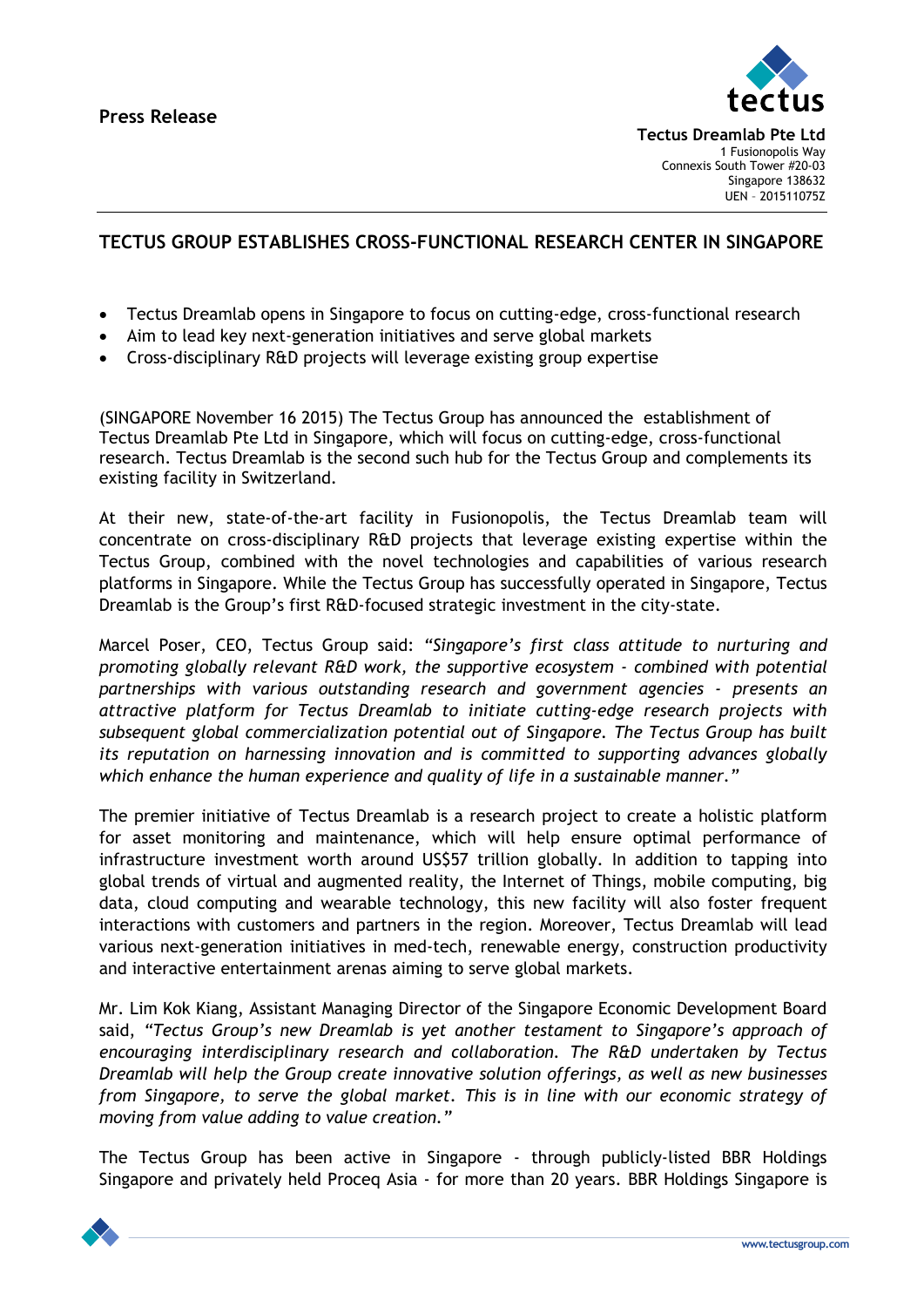**Press Release**

**Tectus Dreamlab Pte Ltd**
1 Fusionopolis Way
Connexis South Tower #20-03
Singapore 138632
UEN – 201511075Z

## TECTUS GROUP ESTABLISHES CROSS-FUNCTIONAL RESEARCH CENTER IN SINGAPORE

- Tectus Dreamlab opens in Singapore to focus on cutting-edge, cross-functional research
- Aim to lead key next-generation initiatives and serve global markets
- Cross-disciplinary R&D projects will leverage existing group expertise

(SINGAPORE November 16 2015) The Tectus Group has announced the establishment of Tectus Dreamlab Pte Ltd in Singapore, which will focus on cutting-edge, cross-functional research. Tectus Dreamlab is the second such hub for the Tectus Group and complements its existing facility in Switzerland.

At their new, state-of-the-art facility in Fusionopolis, the Tectus Dreamlab team will concentrate on cross-disciplinary R&D projects that leverage existing expertise within the Tectus Group, combined with the novel technologies and capabilities of various research platforms in Singapore. While the Tectus Group has successfully operated in Singapore, Tectus Dreamlab is the Group's first R&D-focused strategic investment in the city-state.

Marcel Poser, CEO, Tectus Group said: *"Singapore's first class attitude to nurturing and promoting globally relevant R&D work, the supportive ecosystem - combined with potential partnerships with various outstanding research and government agencies - presents an attractive platform for Tectus Dreamlab to initiate cutting-edge research projects with subsequent global commercialization potential out of Singapore. The Tectus Group has built its reputation on harnessing innovation and is committed to supporting advances globally which enhance the human experience and quality of life in a sustainable manner."*

The premier initiative of Tectus Dreamlab is a research project to create a holistic platform for asset monitoring and maintenance, which will help ensure optimal performance of infrastructure investment worth around US$57 trillion globally. In addition to tapping into global trends of virtual and augmented reality, the Internet of Things, mobile computing, big data, cloud computing and wearable technology, this new facility will also foster frequent interactions with customers and partners in the region. Moreover, Tectus Dreamlab will lead various next-generation initiatives in med-tech, renewable energy, construction productivity and interactive entertainment arenas aiming to serve global markets.

Mr. Lim Kok Kiang, Assistant Managing Director of the Singapore Economic Development Board said, *"Tectus Group's new Dreamlab is yet another testament to Singapore's approach of encouraging interdisciplinary research and collaboration. The R&D undertaken by Tectus Dreamlab will help the Group create innovative solution offerings, as well as new businesses from Singapore, to serve the global market. This is in line with our economic strategy of moving from value adding to value creation."*

The Tectus Group has been active in Singapore - through publicly-listed BBR Holdings Singapore and privately held Proceq Asia - for more than 20 years. BBR Holdings Singapore is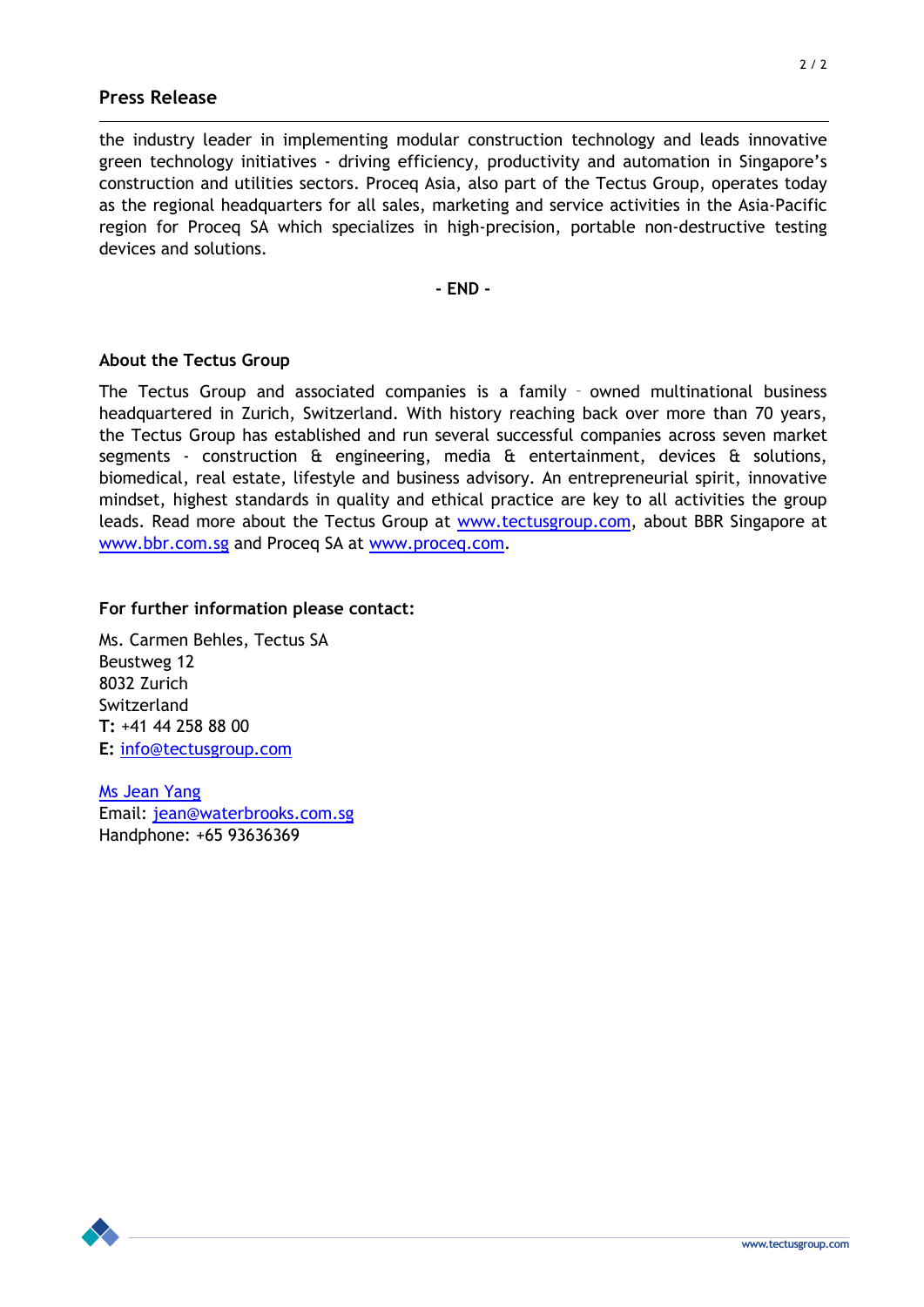the industry leader in implementing modular construction technology and leads innovative green technology initiatives - driving efficiency, productivity and automation in Singapore's construction and utilities sectors. Proceq Asia, also part of the Tectus Group, operates today as the regional headquarters for all sales, marketing and service activities in the Asia-Pacific region for Proceq SA which specializes in high-precision, portable non-destructive testing devices and solutions.

**- END -**

**About the Tectus Group**

The Tectus Group and associated companies is a family - owned multinational business headquartered in Zurich, Switzerland. With history reaching back over more than 70 years, the Tectus Group has established and run several successful companies across seven market segments - construction & engineering, media & entertainment, devices & solutions, biomedical, real estate, lifestyle and business advisory. An entrepreneurial spirit, innovative mindset, highest standards in quality and ethical practice are key to all activities the group leads. Read more about the Tectus Group at www.tectusgroup.com, about BBR Singapore at www.bbr.com.sg and Proceq SA at www.proceq.com.

**For further information please contact:**

Ms. Carmen Behles, Tectus SA
Beustweg 12
8032 Zurich
Switzerland
**T:** +41 44 258 88 00
**E:** info@tectusgroup.com

Ms Jean Yang
Email: jean@waterbrooks.com.sg
Handphone: +65 93636369